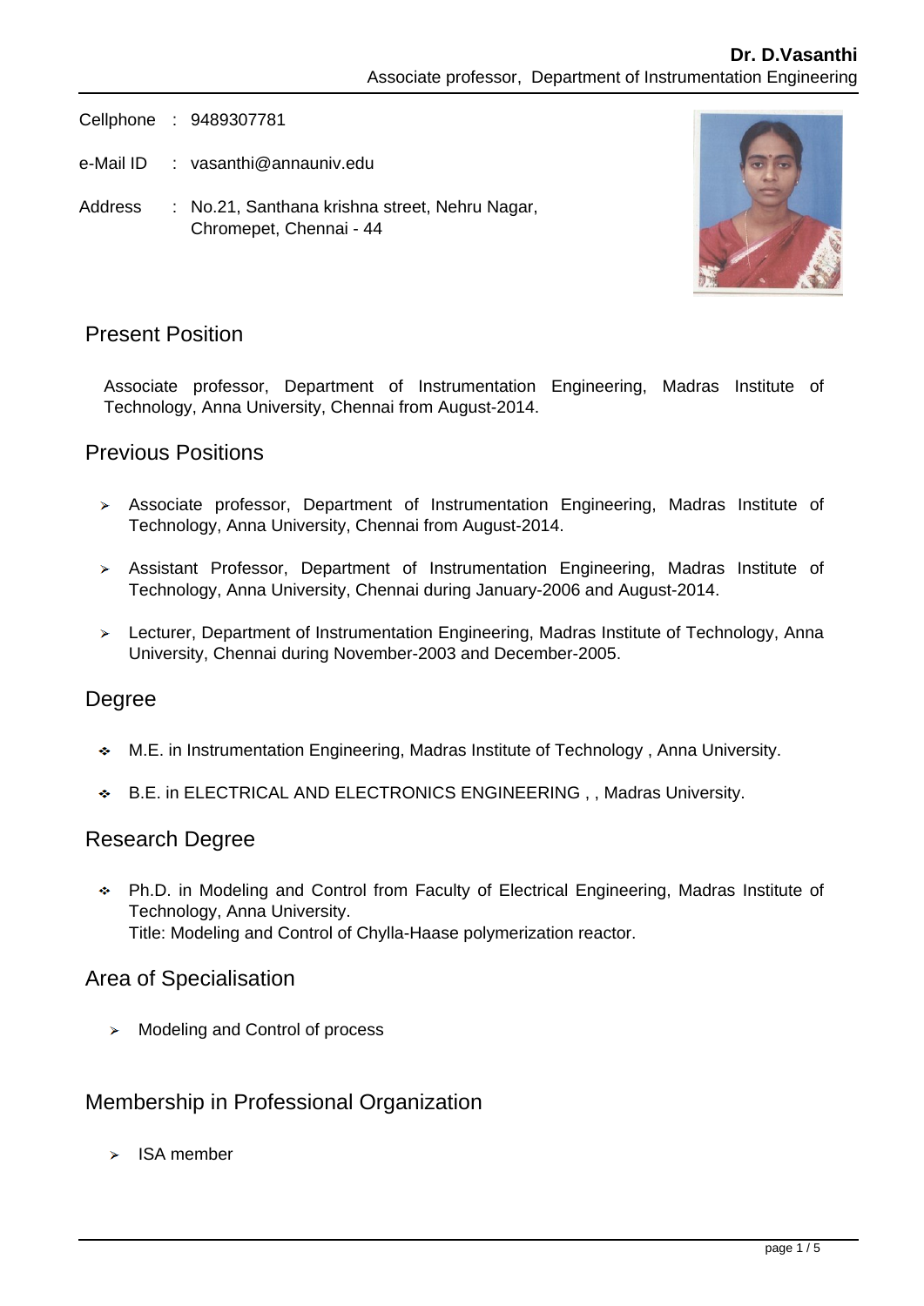**Dr. D.Vasanthi**
Associate professor, Department of Instrumentation Engineering

Cellphone : 9489307781

e-Mail ID : vasanthi@annauniv.edu

Address : No.21, Santhana krishna street, Nehru Nagar, Chromepet, Chennai - 44

## Present Position

Associate professor, Department of Instrumentation Engineering, Madras Institute of Technology, Anna University, Chennai from August-2014.

## Previous Positions

- Associate professor, Department of Instrumentation Engineering, Madras Institute of Technology, Anna University, Chennai from August-2014.
- Assistant Professor, Department of Instrumentation Engineering, Madras Institute of Technology, Anna University, Chennai during January-2006 and August-2014.
- Lecturer, Department of Instrumentation Engineering, Madras Institute of Technology, Anna University, Chennai during November-2003 and December-2005.

## Degree

- M.E. in Instrumentation Engineering, Madras Institute of Technology , Anna University.
- B.E. in ELECTRICAL AND ELECTRONICS ENGINEERING , , Madras University.

## Research Degree

- Ph.D. in Modeling and Control from Faculty of Electrical Engineering, Madras Institute of Technology, Anna University.
  Title: Modeling and Control of Chylla-Haase polymerization reactor.

## Area of Specialisation

- Modeling and Control of process

## Membership in Professional Organization

- ISA member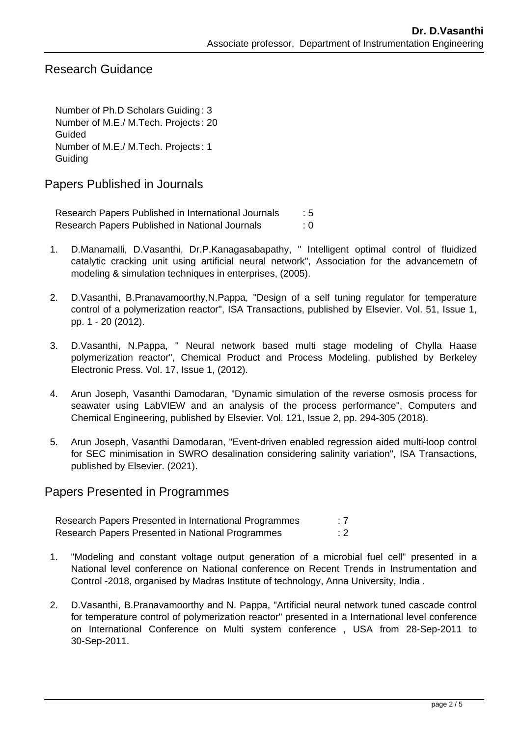## Research Guidance

Number of Ph.D Scholars Guiding : 3
Number of M.E./ M.Tech. Projects Guided : 20
Number of M.E./ M.Tech. Projects Guiding : 1

## Papers Published in Journals

Research Papers Published in International Journals : 5
Research Papers Published in National Journals : 0

1. D.Manamalli, D.Vasanthi, Dr.P.Kanagasabapathy, " Intelligent optimal control of fluidized catalytic cracking unit using artificial neural network", Association for the advancemetn of modeling & simulation techniques in enterprises, (2005).

2. D.Vasanthi, B.Pranavamoorthy,N.Pappa, "Design of a self tuning regulator for temperature control of a polymerization reactor", ISA Transactions, published by Elsevier. Vol. 51, Issue 1, pp. 1 - 20 (2012).

3. D.Vasanthi, N.Pappa, " Neural network based multi stage modeling of Chylla Haase polymerization reactor", Chemical Product and Process Modeling, published by Berkeley Electronic Press. Vol. 17, Issue 1, (2012).

4. Arun Joseph, Vasanthi Damodaran, "Dynamic simulation of the reverse osmosis process for seawater using LabVIEW and an analysis of the process performance", Computers and Chemical Engineering, published by Elsevier. Vol. 121, Issue 2, pp. 294-305 (2018).

5. Arun Joseph, Vasanthi Damodaran, "Event-driven enabled regression aided multi-loop control for SEC minimisation in SWRO desalination considering salinity variation", ISA Transactions, published by Elsevier. (2021).

## Papers Presented in Programmes

Research Papers Presented in International Programmes : 7
Research Papers Presented in National Programmes : 2

1. "Modeling and constant voltage output generation of a microbial fuel cell" presented in a National level conference on National conference on Recent Trends in Instrumentation and Control -2018, organised by Madras Institute of technology, Anna University, India .

2. D.Vasanthi, B.Pranavamoorthy and N. Pappa, "Artificial neural network tuned cascade control for temperature control of polymerization reactor" presented in a International level conference on International Conference on Multi system conference , USA from 28-Sep-2011 to 30-Sep-2011.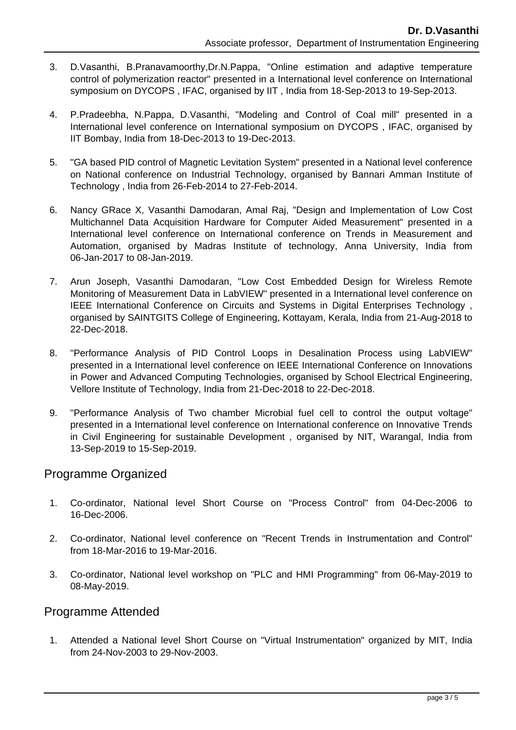3. D.Vasanthi, B.Pranavamoorthy,Dr.N.Pappa, "Online estimation and adaptive temperature control of polymerization reactor" presented in a International level conference on International symposium on DYCOPS , IFAC, organised by IIT , India from 18-Sep-2013 to 19-Sep-2013.

4. P.Pradeebha, N.Pappa, D.Vasanthi, "Modeling and Control of Coal mill" presented in a International level conference on International symposium on DYCOPS , IFAC, organised by IIT Bombay, India from 18-Dec-2013 to 19-Dec-2013.

5. "GA based PID control of Magnetic Levitation System" presented in a National level conference on National conference on Industrial Technology, organised by Bannari Amman Institute of Technology , India from 26-Feb-2014 to 27-Feb-2014.

6. Nancy GRace X, Vasanthi Damodaran, Amal Raj, "Design and Implementation of Low Cost Multichannel Data Acquisition Hardware for Computer Aided Measurement" presented in a International level conference on International conference on Trends in Measurement and Automation, organised by Madras Institute of technology, Anna University, India from 06-Jan-2017 to 08-Jan-2019.

7. Arun Joseph, Vasanthi Damodaran, "Low Cost Embedded Design for Wireless Remote Monitoring of Measurement Data in LabVIEW" presented in a International level conference on IEEE International Conference on Circuits and Systems in Digital Enterprises Technology , organised by SAINTGITS College of Engineering, Kottayam, Kerala, India from 21-Aug-2018 to 22-Dec-2018.

8. "Performance Analysis of PID Control Loops in Desalination Process using LabVIEW" presented in a International level conference on IEEE International Conference on Innovations in Power and Advanced Computing Technologies, organised by School Electrical Engineering, Vellore Institute of Technology, India from 21-Dec-2018 to 22-Dec-2018.

9. "Performance Analysis of Two chamber Microbial fuel cell to control the output voltage" presented in a International level conference on International conference on Innovative Trends in Civil Engineering for sustainable Development , organised by NIT, Warangal, India from 13-Sep-2019 to 15-Sep-2019.

## Programme Organized

1. Co-ordinator, National level Short Course on "Process Control" from 04-Dec-2006 to 16-Dec-2006.

2. Co-ordinator, National level conference on "Recent Trends in Instrumentation and Control" from 18-Mar-2016 to 19-Mar-2016.

3. Co-ordinator, National level workshop on "PLC and HMI Programming" from 06-May-2019 to 08-May-2019.

## Programme Attended

1. Attended a National level Short Course on "Virtual Instrumentation" organized by MIT, India from 24-Nov-2003 to 29-Nov-2003.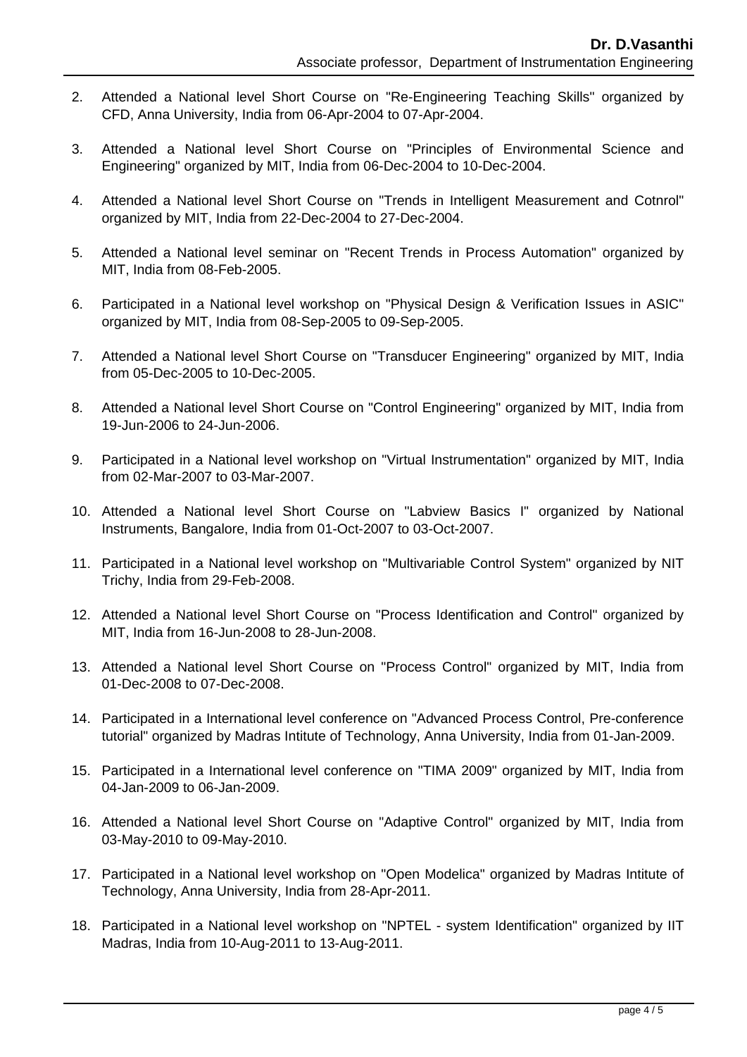2. Attended a National level Short Course on "Re-Engineering Teaching Skills" organized by CFD, Anna University, India from 06-Apr-2004 to 07-Apr-2004.

3. Attended a National level Short Course on "Principles of Environmental Science and Engineering" organized by MIT, India from 06-Dec-2004 to 10-Dec-2004.

4. Attended a National level Short Course on "Trends in Intelligent Measurement and Cotnrol" organized by MIT, India from 22-Dec-2004 to 27-Dec-2004.

5. Attended a National level seminar on "Recent Trends in Process Automation" organized by MIT, India from 08-Feb-2005.

6. Participated in a National level workshop on "Physical Design & Verification Issues in ASIC" organized by MIT, India from 08-Sep-2005 to 09-Sep-2005.

7. Attended a National level Short Course on "Transducer Engineering" organized by MIT, India from 05-Dec-2005 to 10-Dec-2005.

8. Attended a National level Short Course on "Control Engineering" organized by MIT, India from 19-Jun-2006 to 24-Jun-2006.

9. Participated in a National level workshop on "Virtual Instrumentation" organized by MIT, India from 02-Mar-2007 to 03-Mar-2007.

10. Attended a National level Short Course on "Labview Basics I" organized by National Instruments, Bangalore, India from 01-Oct-2007 to 03-Oct-2007.

11. Participated in a National level workshop on "Multivariable Control System" organized by NIT Trichy, India from 29-Feb-2008.

12. Attended a National level Short Course on "Process Identification and Control" organized by MIT, India from 16-Jun-2008 to 28-Jun-2008.

13. Attended a National level Short Course on "Process Control" organized by MIT, India from 01-Dec-2008 to 07-Dec-2008.

14. Participated in a International level conference on "Advanced Process Control, Pre-conference tutorial" organized by Madras Intitute of Technology, Anna University, India from 01-Jan-2009.

15. Participated in a International level conference on "TIMA 2009" organized by MIT, India from 04-Jan-2009 to 06-Jan-2009.

16. Attended a National level Short Course on "Adaptive Control" organized by MIT, India from 03-May-2010 to 09-May-2010.

17. Participated in a National level workshop on "Open Modelica" organized by Madras Intitute of Technology, Anna University, India from 28-Apr-2011.

18. Participated in a National level workshop on "NPTEL - system Identification" organized by IIT Madras, India from 10-Aug-2011 to 13-Aug-2011.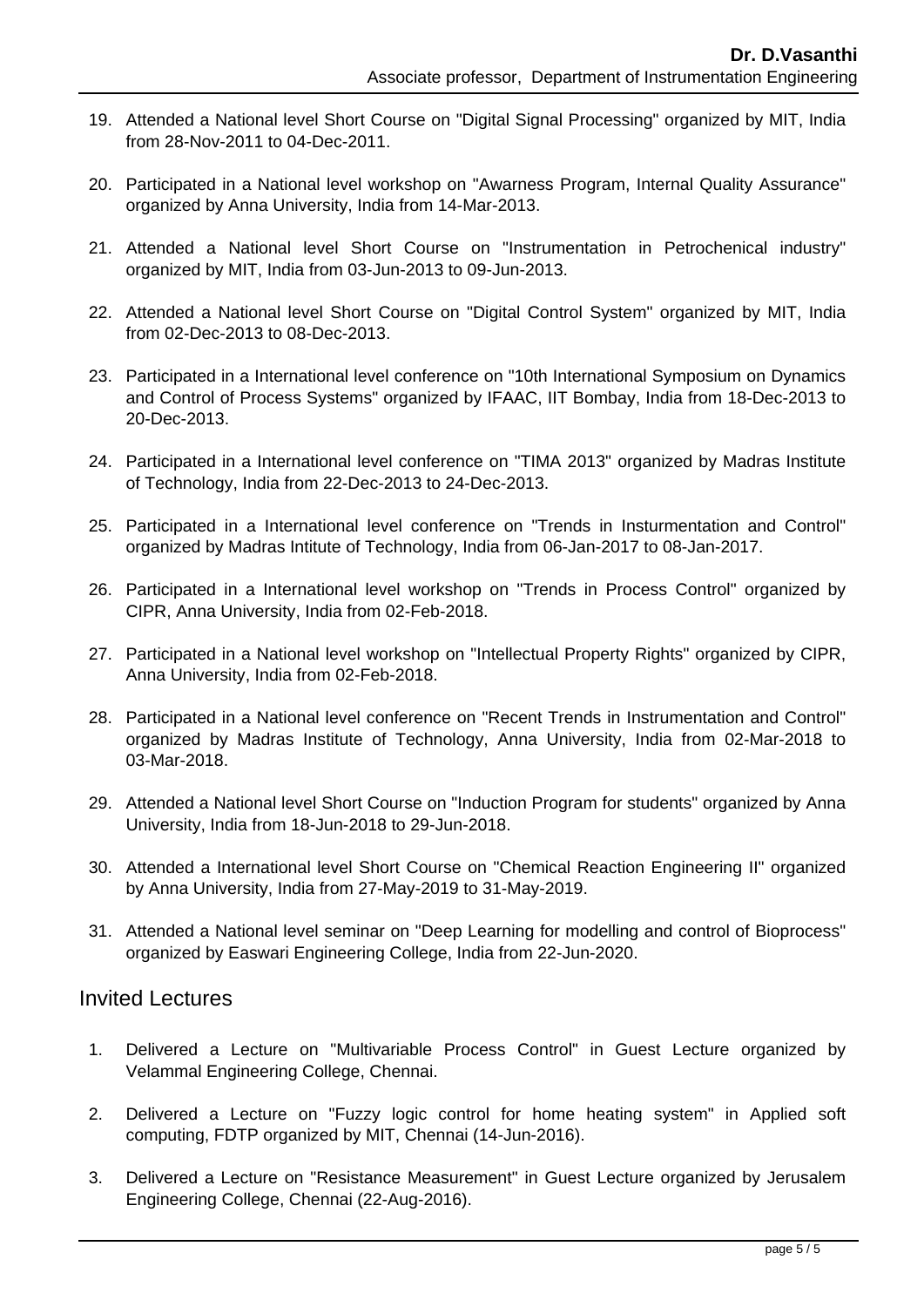19. Attended a National level Short Course on "Digital Signal Processing" organized by MIT, India from 28-Nov-2011 to 04-Dec-2011.

20. Participated in a National level workshop on "Awarness Program, Internal Quality Assurance" organized by Anna University, India from 14-Mar-2013.

21. Attended a National level Short Course on "Instrumentation in Petrochenical industry" organized by MIT, India from 03-Jun-2013 to 09-Jun-2013.

22. Attended a National level Short Course on "Digital Control System" organized by MIT, India from 02-Dec-2013 to 08-Dec-2013.

23. Participated in a International level conference on "10th International Symposium on Dynamics and Control of Process Systems" organized by IFAAC, IIT Bombay, India from 18-Dec-2013 to 20-Dec-2013.

24. Participated in a International level conference on "TIMA 2013" organized by Madras Institute of Technology, India from 22-Dec-2013 to 24-Dec-2013.

25. Participated in a International level conference on "Trends in Insturmentation and Control" organized by Madras Intitute of Technology, India from 06-Jan-2017 to 08-Jan-2017.

26. Participated in a International level workshop on "Trends in Process Control" organized by CIPR, Anna University, India from 02-Feb-2018.

27. Participated in a National level workshop on "Intellectual Property Rights" organized by CIPR, Anna University, India from 02-Feb-2018.

28. Participated in a National level conference on "Recent Trends in Instrumentation and Control" organized by Madras Institute of Technology, Anna University, India from 02-Mar-2018 to 03-Mar-2018.

29. Attended a National level Short Course on "Induction Program for students" organized by Anna University, India from 18-Jun-2018 to 29-Jun-2018.

30. Attended a International level Short Course on "Chemical Reaction Engineering II" organized by Anna University, India from 27-May-2019 to 31-May-2019.

31. Attended a National level seminar on "Deep Learning for modelling and control of Bioprocess" organized by Easwari Engineering College, India from 22-Jun-2020.

## Invited Lectures

1. Delivered a Lecture on "Multivariable Process Control" in Guest Lecture organized by Velammal Engineering College, Chennai.

2. Delivered a Lecture on "Fuzzy logic control for home heating system" in Applied soft computing, FDTP organized by MIT, Chennai (14-Jun-2016).

3. Delivered a Lecture on "Resistance Measurement" in Guest Lecture organized by Jerusalem Engineering College, Chennai (22-Aug-2016).